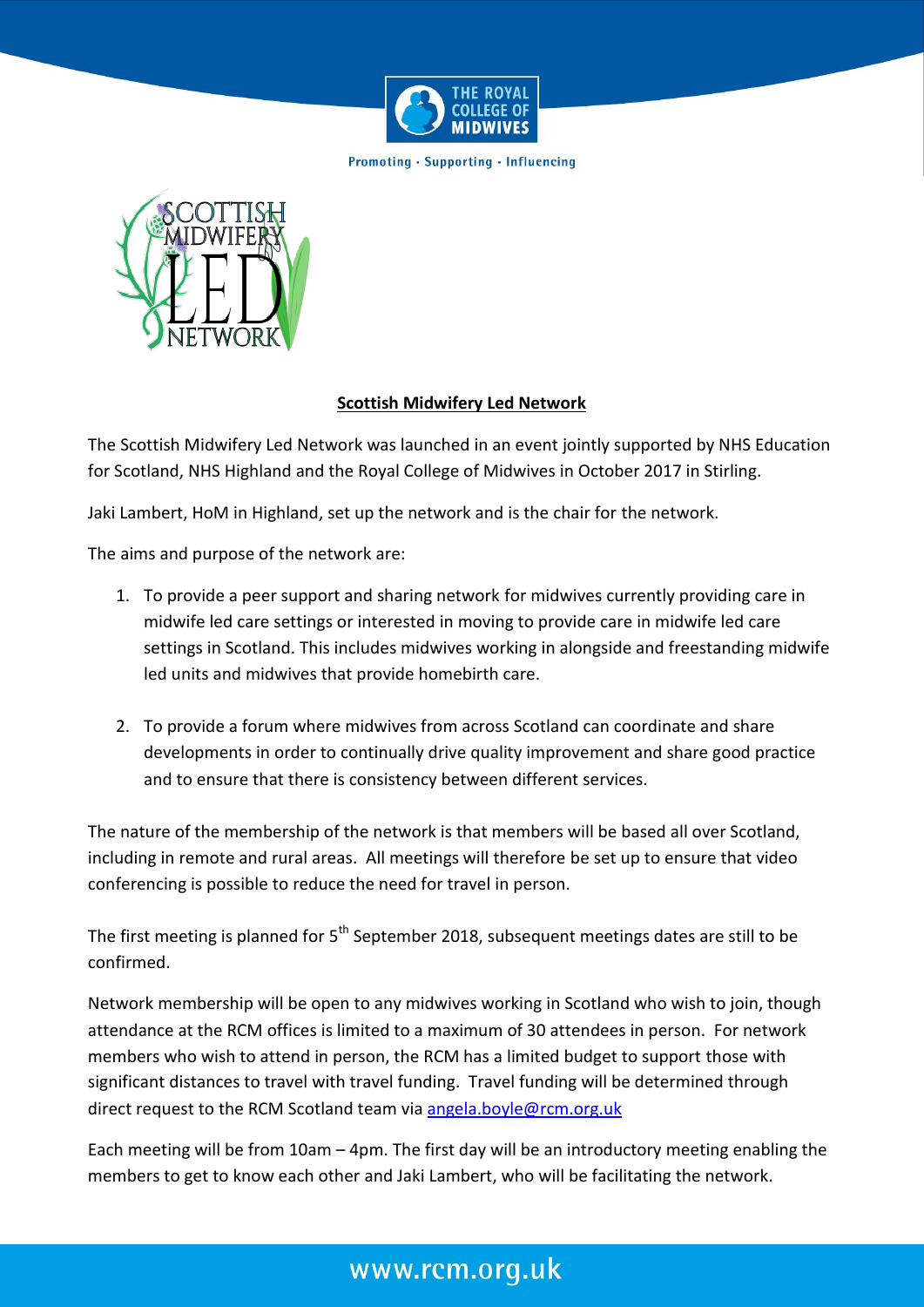## Scottish Midwifery Led Network

The Scottish Midwifery Led Network was launched in an event jointly supported by NHS Education for Scotland, NHS Highland and the Royal College of Midwives in October 2017 in Stirling.

Jaki Lambert, HoM in Highland, set up the network and is the chair for the network.

The aims and purpose of the network are:

1. To provide a peer support and sharing network for midwives currently providing care in midwife led care settings or interested in moving to provide care in midwife led care settings in Scotland. This includes midwives working in alongside and freestanding midwife led units and midwives that provide homebirth care.

2. To provide a forum where midwives from across Scotland can coordinate and share developments in order to continually drive quality improvement and share good practice and to ensure that there is consistency between different services.

The nature of the membership of the network is that members will be based all over Scotland, including in remote and rural areas. All meetings will therefore be set up to ensure that video conferencing is possible to reduce the need for travel in person.

The first meeting is planned for 5th September 2018, subsequent meetings dates are still to be confirmed.

Network membership will be open to any midwives working in Scotland who wish to join, though attendance at the RCM offices is limited to a maximum of 30 attendees in person. For network members who wish to attend in person, the RCM has a limited budget to support those with significant distances to travel with travel funding. Travel funding will be determined through direct request to the RCM Scotland team via angela.boyle@rcm.org.uk

Each meeting will be from 10am – 4pm. The first day will be an introductory meeting enabling the members to get to know each other and Jaki Lambert, who will be facilitating the network.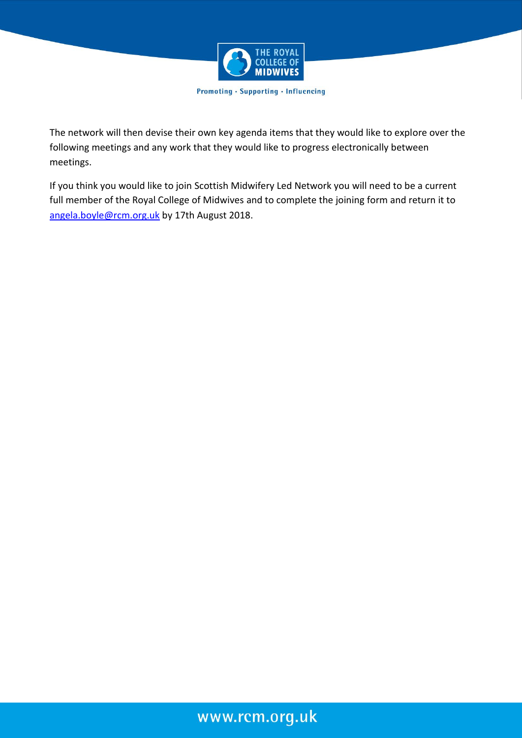The network will then devise their own key agenda items that they would like to explore over the following meetings and any work that they would like to progress electronically between meetings.

If you think you would like to join Scottish Midwifery Led Network you will need to be a current full member of the Royal College of Midwives and to complete the joining form and return it to [angela.boyle@rcm.org.uk](mailto:angela.boyle@rcm.org.uk) by 17th August 2018.